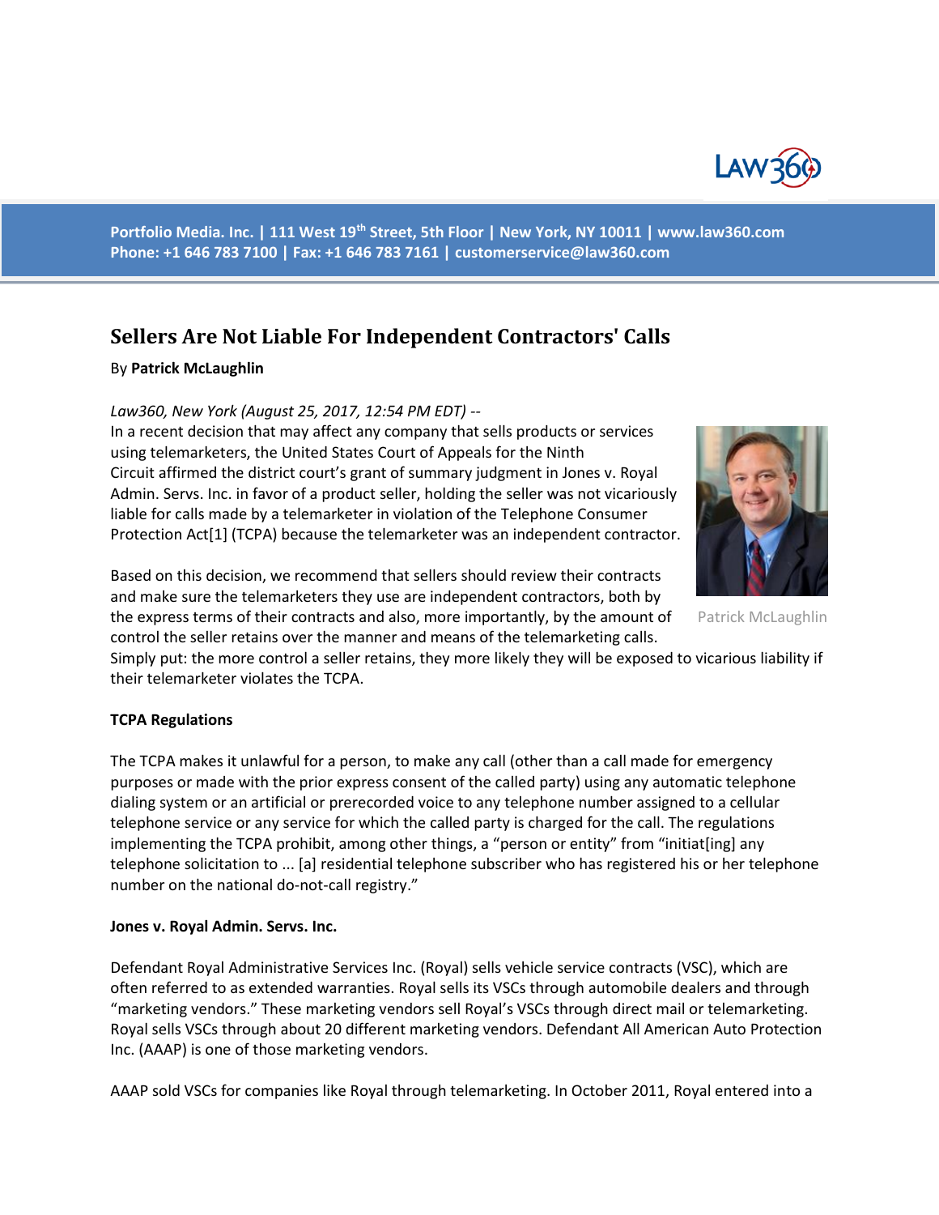Portfolio Media. Inc. | 111 West 19th Street, 5th Floor | New York, NY 10011 | www.law360.com
Phone: +1 646 783 7100 | Fax: +1 646 783 7161 | customerservice@law360.com

# Sellers Are Not Liable For Independent Contractors' Calls

By **Patrick McLaughlin**

*Law360, New York (August 25, 2017, 12:54 PM EDT)* --
In a recent decision that may affect any company that sells products or services using telemarketers, the United States Court of Appeals for the Ninth Circuit affirmed the district court's grant of summary judgment in Jones v. Royal Admin. Servs. Inc. in favor of a product seller, holding the seller was not vicariously liable for calls made by a telemarketer in violation of the Telephone Consumer Protection Act[1] (TCPA) because the telemarketer was an independent contractor.

Patrick McLaughlin

Based on this decision, we recommend that sellers should review their contracts and make sure the telemarketers they use are independent contractors, both by the express terms of their contracts and also, more importantly, by the amount of control the seller retains over the manner and means of the telemarketing calls. Simply put: the more control a seller retains, they more likely they will be exposed to vicarious liability if their telemarketer violates the TCPA.

**TCPA Regulations**

The TCPA makes it unlawful for a person, to make any call (other than a call made for emergency purposes or made with the prior express consent of the called party) using any automatic telephone dialing system or an artificial or prerecorded voice to any telephone number assigned to a cellular telephone service or any service for which the called party is charged for the call. The regulations implementing the TCPA prohibit, among other things, a "person or entity" from "initiat[ing] any telephone solicitation to ... [a] residential telephone subscriber who has registered his or her telephone number on the national do-not-call registry."

**Jones v. Royal Admin. Servs. Inc.**

Defendant Royal Administrative Services Inc. (Royal) sells vehicle service contracts (VSC), which are often referred to as extended warranties. Royal sells its VSCs through automobile dealers and through "marketing vendors." These marketing vendors sell Royal's VSCs through direct mail or telemarketing. Royal sells VSCs through about 20 different marketing vendors. Defendant All American Auto Protection Inc. (AAAP) is one of those marketing vendors.

AAAP sold VSCs for companies like Royal through telemarketing. In October 2011, Royal entered into a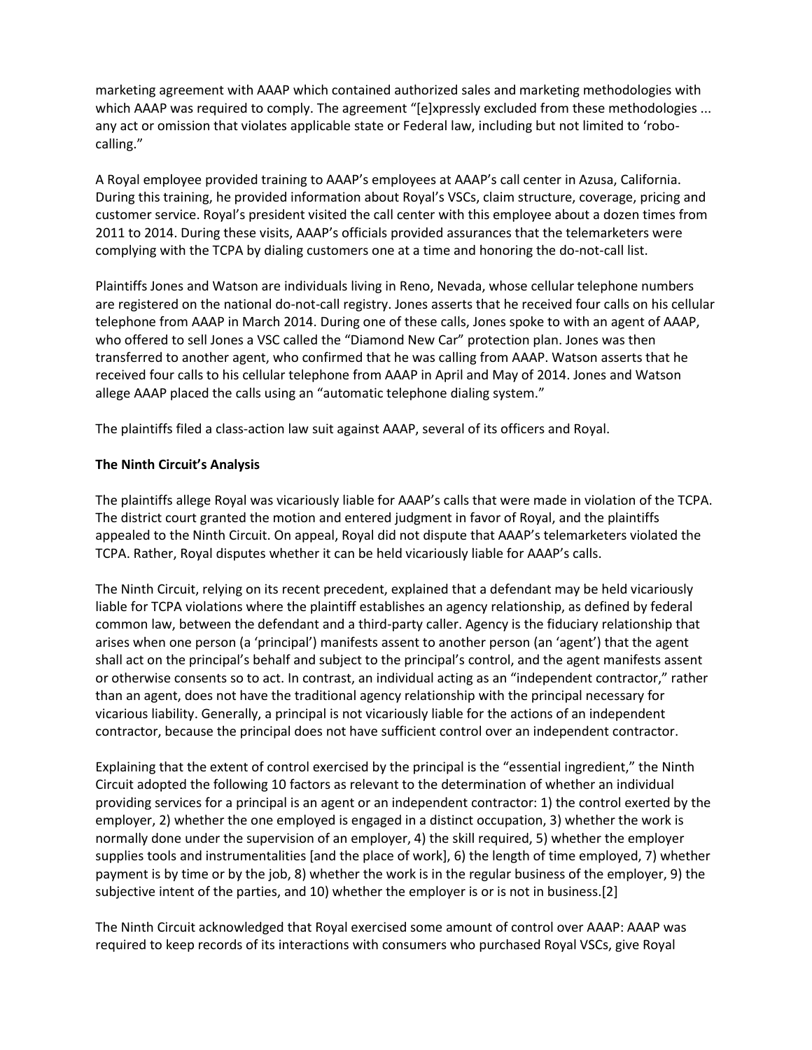marketing agreement with AAAP which contained authorized sales and marketing methodologies with which AAAP was required to comply. The agreement "[e]xpressly excluded from these methodologies ... any act or omission that violates applicable state or Federal law, including but not limited to 'robo-calling."

A Royal employee provided training to AAAP's employees at AAAP's call center in Azusa, California. During this training, he provided information about Royal's VSCs, claim structure, coverage, pricing and customer service. Royal's president visited the call center with this employee about a dozen times from 2011 to 2014. During these visits, AAAP's officials provided assurances that the telemarketers were complying with the TCPA by dialing customers one at a time and honoring the do-not-call list.

Plaintiffs Jones and Watson are individuals living in Reno, Nevada, whose cellular telephone numbers are registered on the national do-not-call registry. Jones asserts that he received four calls on his cellular telephone from AAAP in March 2014. During one of these calls, Jones spoke to with an agent of AAAP, who offered to sell Jones a VSC called the "Diamond New Car" protection plan. Jones was then transferred to another agent, who confirmed that he was calling from AAAP. Watson asserts that he received four calls to his cellular telephone from AAAP in April and May of 2014. Jones and Watson allege AAAP placed the calls using an "automatic telephone dialing system."

The plaintiffs filed a class-action law suit against AAAP, several of its officers and Royal.

**The Ninth Circuit's Analysis**

The plaintiffs allege Royal was vicariously liable for AAAP's calls that were made in violation of the TCPA. The district court granted the motion and entered judgment in favor of Royal, and the plaintiffs appealed to the Ninth Circuit. On appeal, Royal did not dispute that AAAP's telemarketers violated the TCPA. Rather, Royal disputes whether it can be held vicariously liable for AAAP's calls.

The Ninth Circuit, relying on its recent precedent, explained that a defendant may be held vicariously liable for TCPA violations where the plaintiff establishes an agency relationship, as defined by federal common law, between the defendant and a third-party caller. Agency is the fiduciary relationship that arises when one person (a 'principal') manifests assent to another person (an 'agent') that the agent shall act on the principal's behalf and subject to the principal's control, and the agent manifests assent or otherwise consents so to act. In contrast, an individual acting as an "independent contractor," rather than an agent, does not have the traditional agency relationship with the principal necessary for vicarious liability. Generally, a principal is not vicariously liable for the actions of an independent contractor, because the principal does not have sufficient control over an independent contractor.

Explaining that the extent of control exercised by the principal is the "essential ingredient," the Ninth Circuit adopted the following 10 factors as relevant to the determination of whether an individual providing services for a principal is an agent or an independent contractor: 1) the control exerted by the employer, 2) whether the one employed is engaged in a distinct occupation, 3) whether the work is normally done under the supervision of an employer, 4) the skill required, 5) whether the employer supplies tools and instrumentalities [and the place of work], 6) the length of time employed, 7) whether payment is by time or by the job, 8) whether the work is in the regular business of the employer, 9) the subjective intent of the parties, and 10) whether the employer is or is not in business.[2]

The Ninth Circuit acknowledged that Royal exercised some amount of control over AAAP: AAAP was required to keep records of its interactions with consumers who purchased Royal VSCs, give Royal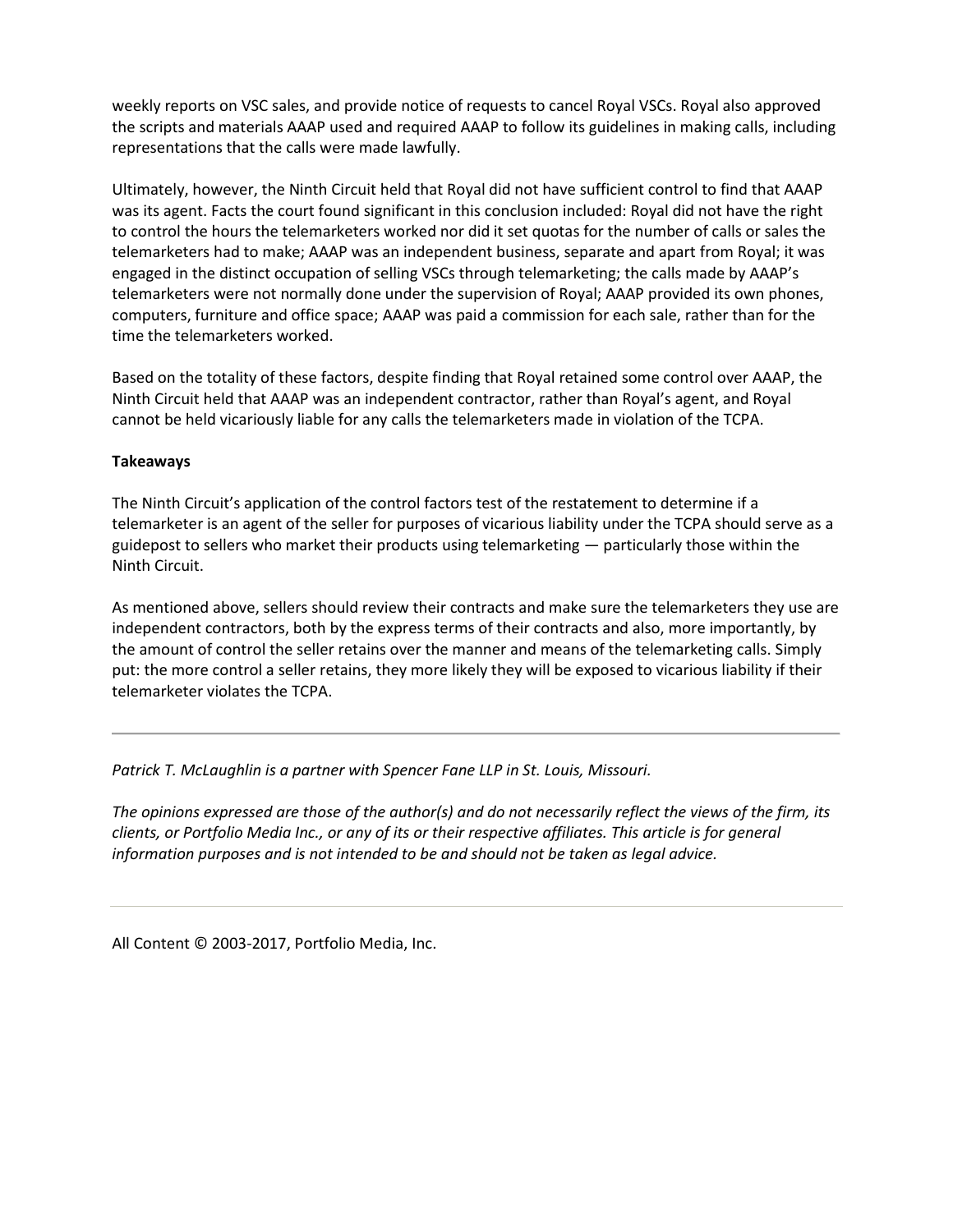weekly reports on VSC sales, and provide notice of requests to cancel Royal VSCs. Royal also approved the scripts and materials AAAP used and required AAAP to follow its guidelines in making calls, including representations that the calls were made lawfully.

Ultimately, however, the Ninth Circuit held that Royal did not have sufficient control to find that AAAP was its agent. Facts the court found significant in this conclusion included: Royal did not have the right to control the hours the telemarketers worked nor did it set quotas for the number of calls or sales the telemarketers had to make; AAAP was an independent business, separate and apart from Royal; it was engaged in the distinct occupation of selling VSCs through telemarketing; the calls made by AAAP's telemarketers were not normally done under the supervision of Royal; AAAP provided its own phones, computers, furniture and office space; AAAP was paid a commission for each sale, rather than for the time the telemarketers worked.

Based on the totality of these factors, despite finding that Royal retained some control over AAAP, the Ninth Circuit held that AAAP was an independent contractor, rather than Royal's agent, and Royal cannot be held vicariously liable for any calls the telemarketers made in violation of the TCPA.

**Takeaways**

The Ninth Circuit's application of the control factors test of the restatement to determine if a telemarketer is an agent of the seller for purposes of vicarious liability under the TCPA should serve as a guidepost to sellers who market their products using telemarketing — particularly those within the Ninth Circuit.

As mentioned above, sellers should review their contracts and make sure the telemarketers they use are independent contractors, both by the express terms of their contracts and also, more importantly, by the amount of control the seller retains over the manner and means of the telemarketing calls. Simply put: the more control a seller retains, they more likely they will be exposed to vicarious liability if their telemarketer violates the TCPA.

---

*Patrick T. McLaughlin is a partner with Spencer Fane LLP in St. Louis, Missouri.*

*The opinions expressed are those of the author(s) and do not necessarily reflect the views of the firm, its clients, or Portfolio Media Inc., or any of its or their respective affiliates. This article is for general information purposes and is not intended to be and should not be taken as legal advice.*

---

All Content © 2003-2017, Portfolio Media, Inc.